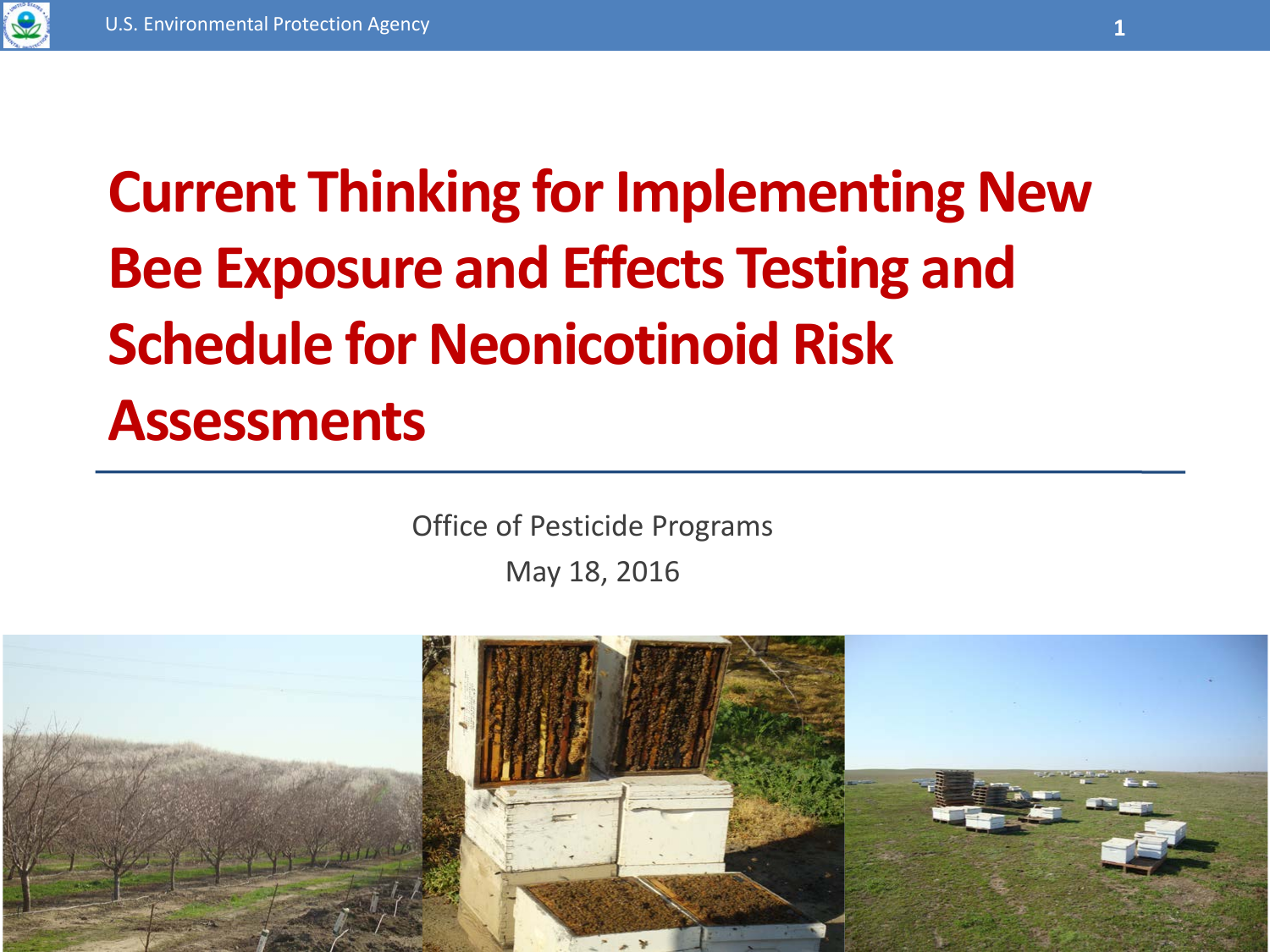# Current Thinking for Implementing New Bee Exposure and Effects Testing and Schedule for Neonicotinoid Risk Assessments

Office of Pesticide Programs

May 18, 2016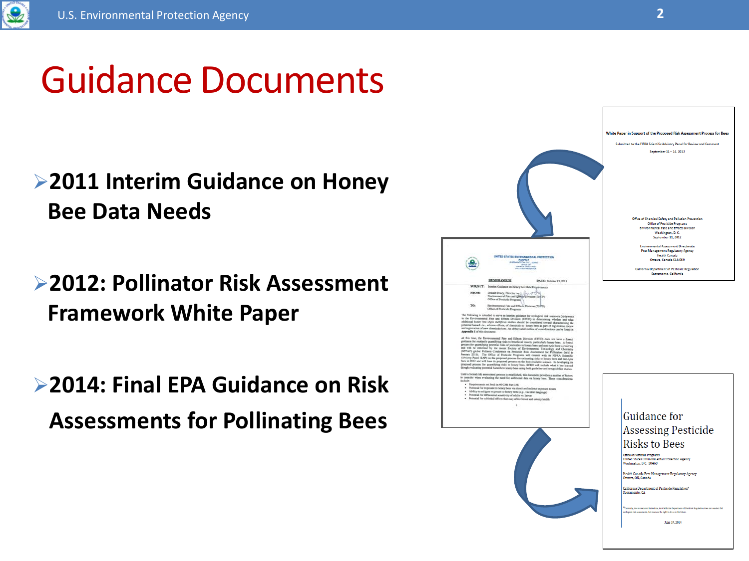# Guidance Documents

- **2011 Interim Guidance on Honey Bee Data Needs**
- **2012: Pollinator Risk Assessment Framework White Paper**
- **2014: Final EPA Guidance on Risk Assessments for Pollinating Bees**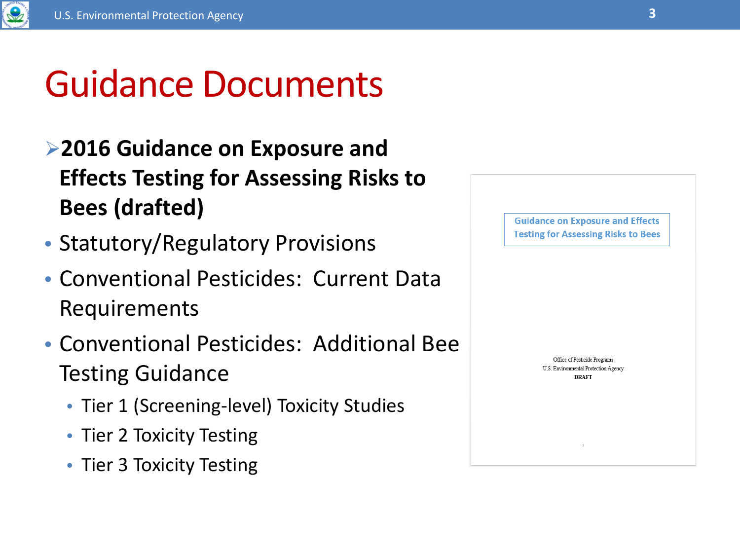# Guidance Documents

- **2016 Guidance on Exposure and Effects Testing for Assessing Risks to Bees (drafted)**
- Statutory/Regulatory Provisions
- Conventional Pesticides: Current Data Requirements
- Conventional Pesticides: Additional Bee Testing Guidance
  - Tier 1 (Screening-level) Toxicity Studies
  - Tier 2 Toxicity Testing
  - Tier 3 Toxicity Testing

Guidance on Exposure and Effects Testing for Assessing Risks to Bees

Office of Pesticide Programs
U.S. Environmental Protection Agency
**DRAFT**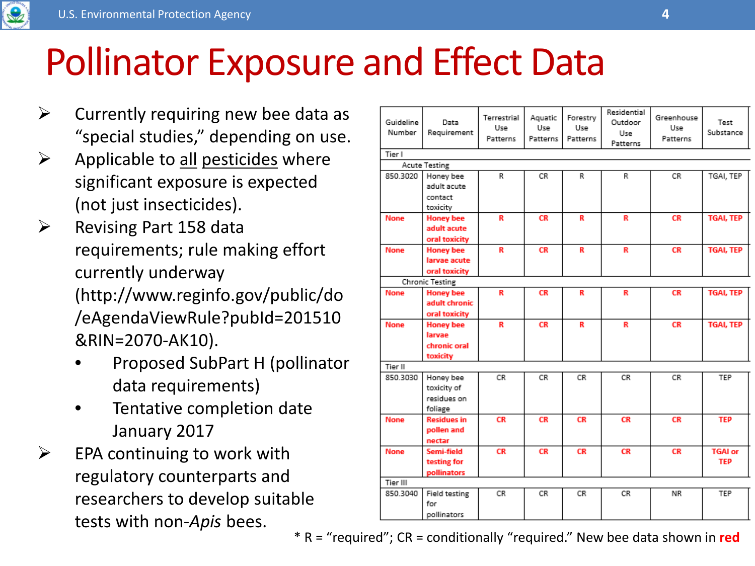# Pollinator Exposure and Effect Data

- Currently requiring new bee data as "special studies," depending on use.
- Applicable to all pesticides where significant exposure is expected (not just insecticides).
- Revising Part 158 data requirements; rule making effort currently underway (http://www.reginfo.gov/public/do/eAgendaViewRule?pubId=201510&RIN=2070-AK10).
  - Proposed SubPart H (pollinator data requirements)
  - Tentative completion date January 2017
- EPA continuing to work with regulatory counterparts and researchers to develop suitable tests with non-*Apis* bees.

| Guideline Number | Data Requirement | Terrestrial Use Patterns | Aquatic Use Patterns | Forestry Use Patterns | Residential Outdoor Use Patterns | Greenhouse Use Patterns | Test Substance |
|---|---|---|---|---|---|---|---|
| Tier I | | | | | | | |
| Acute Testing | | | | | | | |
| 850.3020 | Honey bee adult acute contact toxicity | R | CR | R | R | CR | TGAI, TEP |
| **None** | **Honey bee adult acute oral toxicity** | **R** | **CR** | **R** | **R** | **CR** | **TGAI, TEP** |
| **None** | **Honey bee larvae acute oral toxicity** | **R** | **CR** | **R** | **R** | **CR** | **TGAI, TEP** |
| Chronic Testing | | | | | | | |
| **None** | **Honey bee adult chronic oral toxicity** | **R** | **CR** | **R** | **R** | **CR** | **TGAI, TEP** |
| **None** | **Honey bee larvae chronic oral toxicity** | **R** | **CR** | **R** | **R** | **CR** | **TGAI, TEP** |
| Tier II | | | | | | | |
| 850.3030 | Honey bee toxicity of residues on foliage | CR | CR | CR | CR | CR | TEP |
| **None** | **Residues in pollen and nectar** | **CR** | **CR** | **CR** | **CR** | **CR** | **TEP** |
| **None** | **Semi-field testing for pollinators** | **CR** | **CR** | **CR** | **CR** | **CR** | **TGAI or TEP** |
| Tier III | | | | | | | |
| 850.3040 | Field testing for pollinators | CR | CR | CR | CR | NR | TEP |

* R = "required"; CR = conditionally "required." New bee data shown in **red**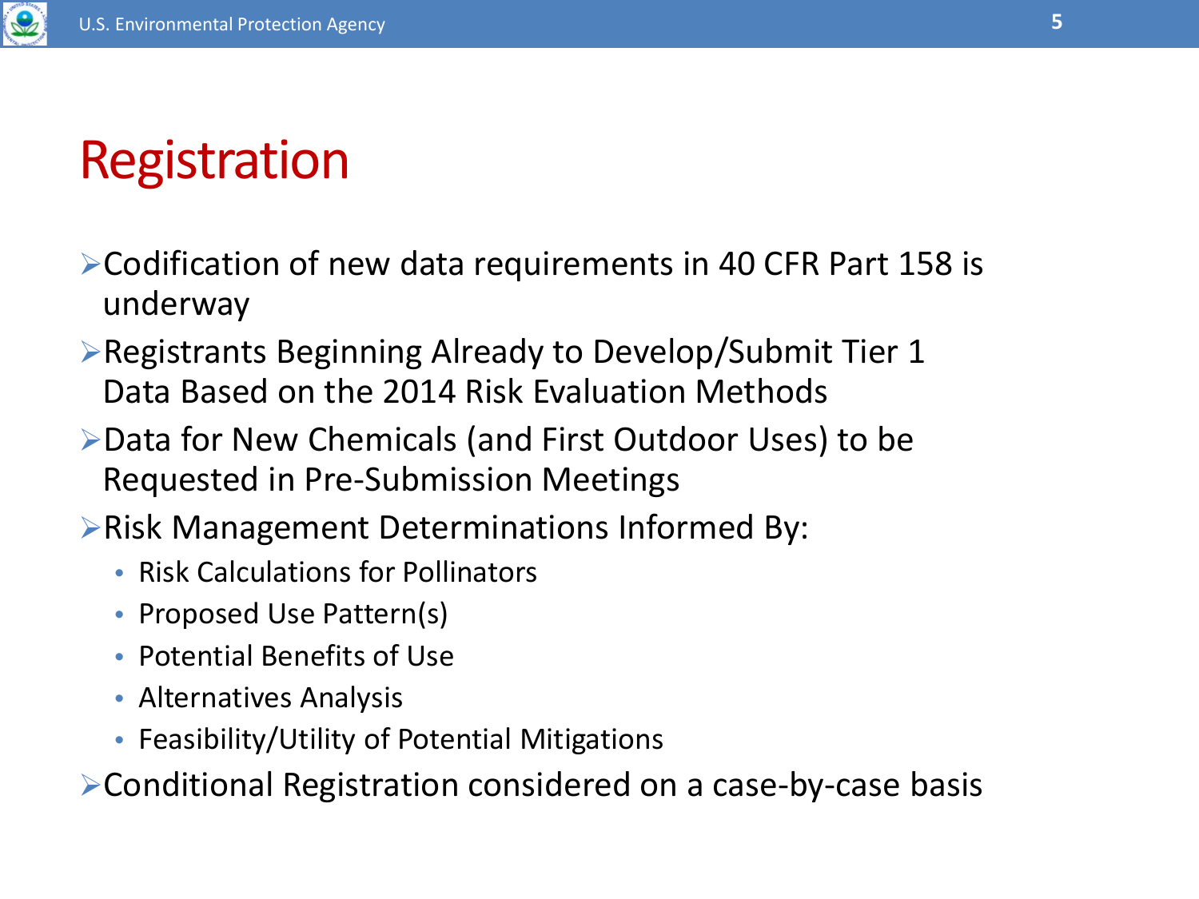# Registration

- Codification of new data requirements in 40 CFR Part 158 is underway
- Registrants Beginning Already to Develop/Submit Tier 1 Data Based on the 2014 Risk Evaluation Methods
- Data for New Chemicals (and First Outdoor Uses) to be Requested in Pre-Submission Meetings
- Risk Management Determinations Informed By:
  - Risk Calculations for Pollinators
  - Proposed Use Pattern(s)
  - Potential Benefits of Use
  - Alternatives Analysis
  - Feasibility/Utility of Potential Mitigations
- Conditional Registration considered on a case-by-case basis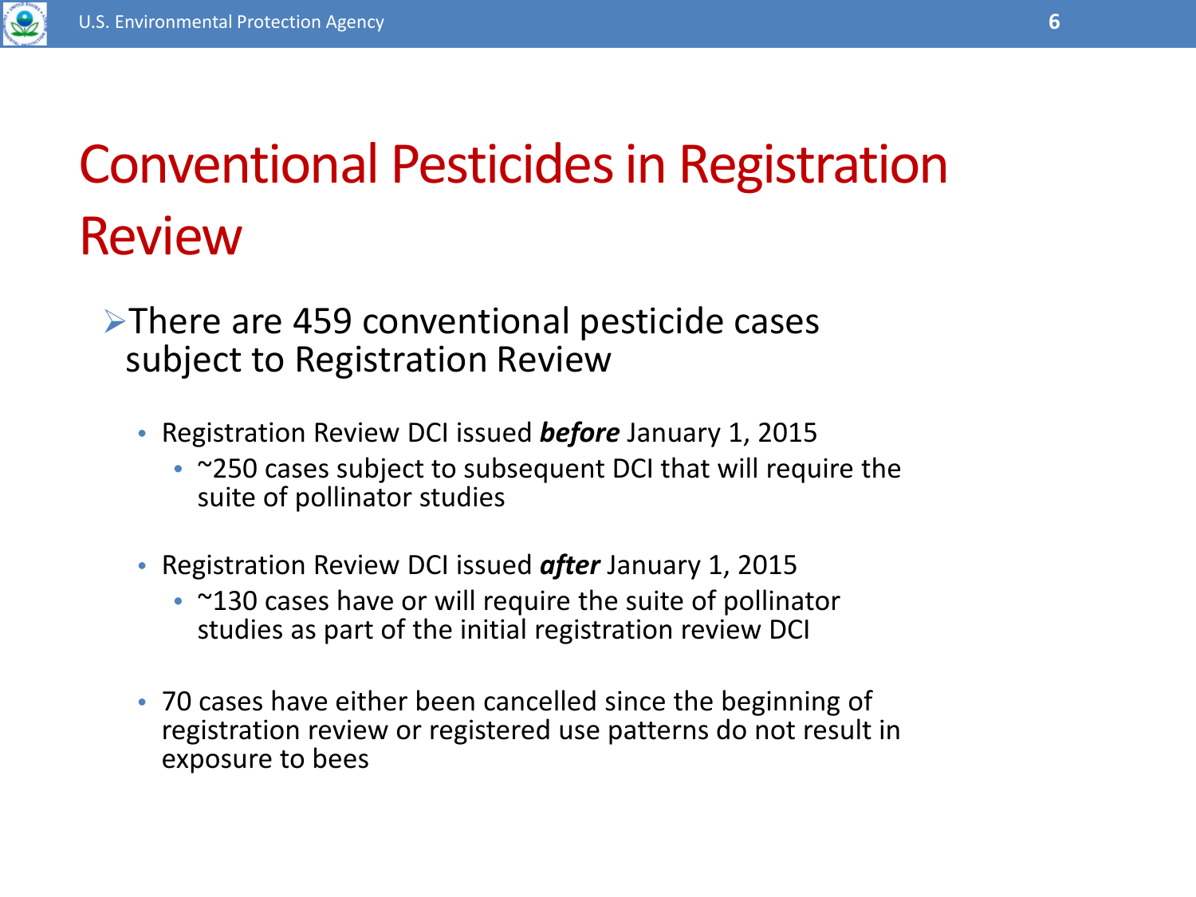# Conventional Pesticides in Registration Review

- There are 459 conventional pesticide cases subject to Registration Review
  - Registration Review DCI issued ***before*** January 1, 2015
    - ~250 cases subject to subsequent DCI that will require the suite of pollinator studies
  - Registration Review DCI issued ***after*** January 1, 2015
    - ~130 cases have or will require the suite of pollinator studies as part of the initial registration review DCI
  - 70 cases have either been cancelled since the beginning of registration review or registered use patterns do not result in exposure to bees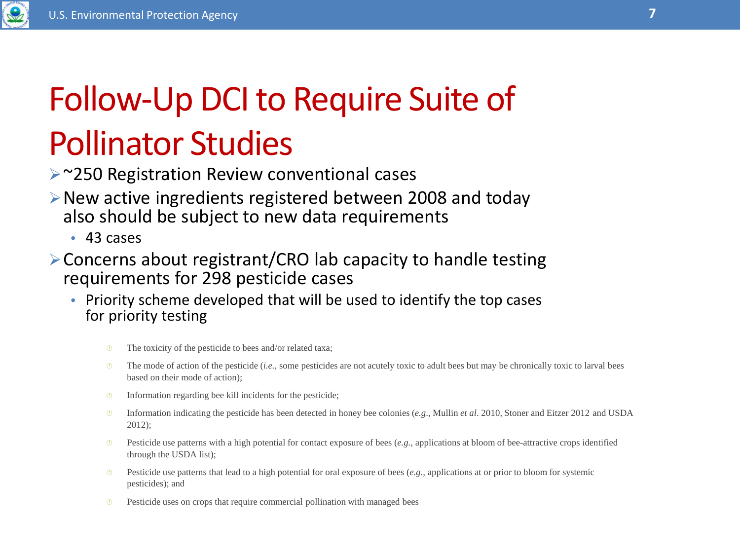# Follow-Up DCI to Require Suite of Pollinator Studies

- ~250 Registration Review conventional cases
- New active ingredients registered between 2008 and today also should be subject to new data requirements
  - 43 cases
- Concerns about registrant/CRO lab capacity to handle testing requirements for 298 pesticide cases
  - Priority scheme developed that will be used to identify the top cases for priority testing
    - The toxicity of the pesticide to bees and/or related taxa;
    - The mode of action of the pesticide (*i.e.,* some pesticides are not acutely toxic to adult bees but may be chronically toxic to larval bees based on their mode of action);
    - Information regarding bee kill incidents for the pesticide;
    - Information indicating the pesticide has been detected in honey bee colonies (*e.g*., Mullin *et al*. 2010, Stoner and Eitzer 2012 and USDA 2012);
    - Pesticide use patterns with a high potential for contact exposure of bees (*e.g.,* applications at bloom of bee-attractive crops identified through the USDA list);
    - Pesticide use patterns that lead to a high potential for oral exposure of bees (*e.g.,* applications at or prior to bloom for systemic pesticides); and
    - Pesticide uses on crops that require commercial pollination with managed bees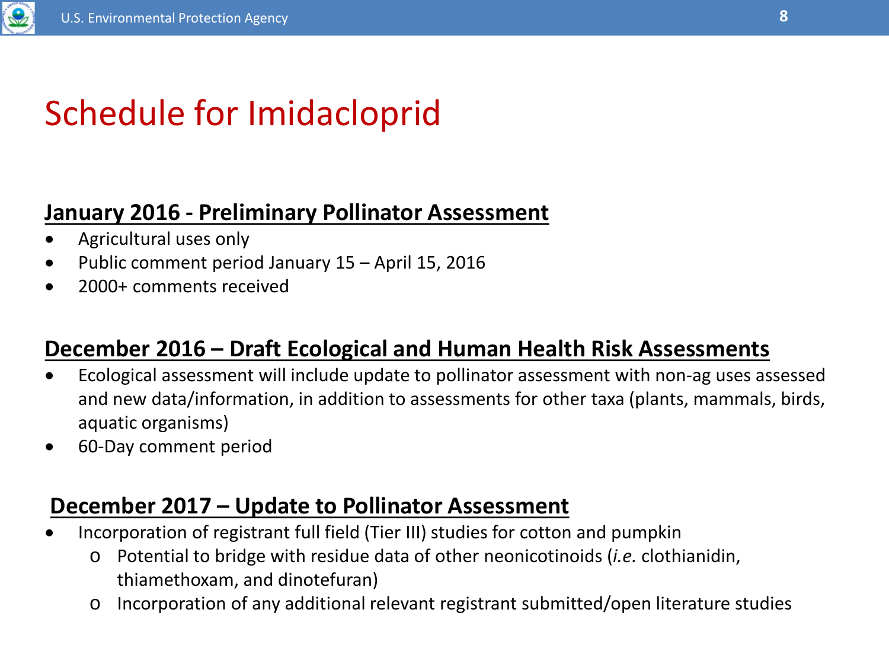# Schedule for Imidacloprid

**January 2016 - Preliminary Pollinator Assessment**

- Agricultural uses only
- Public comment period January 15 – April 15, 2016
- 2000+ comments received

**December 2016 – Draft Ecological and Human Health Risk Assessments**

- Ecological assessment will include update to pollinator assessment with non-ag uses assessed and new data/information, in addition to assessments for other taxa (plants, mammals, birds, aquatic organisms)
- 60-Day comment period

**December 2017 – Update to Pollinator Assessment**

- Incorporation of registrant full field (Tier III) studies for cotton and pumpkin
  - Potential to bridge with residue data of other neonicotinoids (*i.e.* clothianidin, thiamethoxam, and dinotefuran)
  - Incorporation of any additional relevant registrant submitted/open literature studies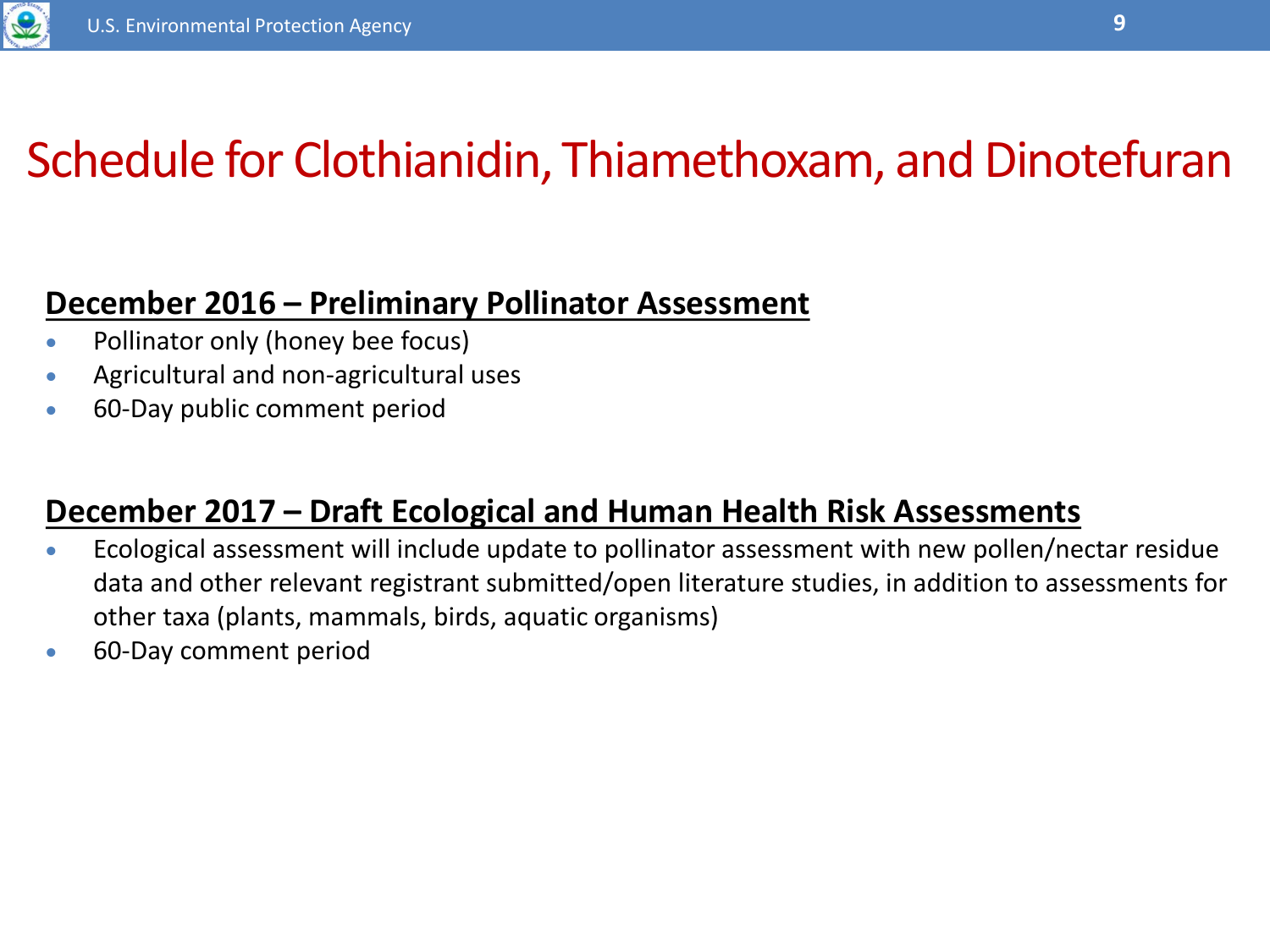# Schedule for Clothianidin, Thiamethoxam, and Dinotefuran

## December 2016 – Preliminary Pollinator Assessment

- Pollinator only (honey bee focus)
- Agricultural and non-agricultural uses
- 60-Day public comment period

## December 2017 – Draft Ecological and Human Health Risk Assessments

- Ecological assessment will include update to pollinator assessment with new pollen/nectar residue data and other relevant registrant submitted/open literature studies, in addition to assessments for other taxa (plants, mammals, birds, aquatic organisms)
- 60-Day comment period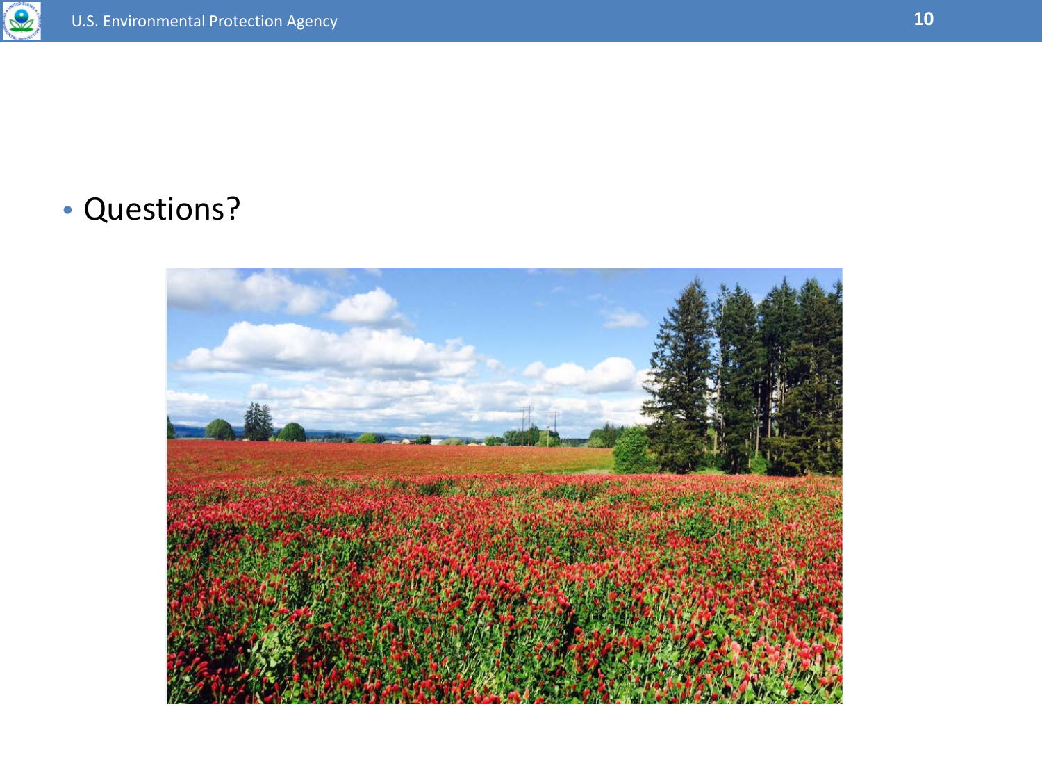- Questions?